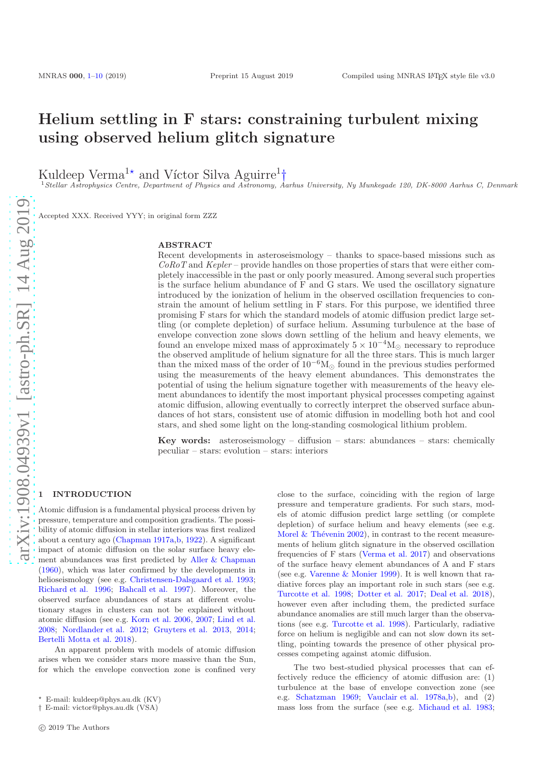# Helium settling in F stars: constraining turbulent mixing using observed helium glitch signature

Kuldeep Verma[1⋆] and Víctor Silva Aguirre[1†]

[1]Stellar Astrophysics Centre, Department of Physics and Astronomy, Aarhus University, Ny Munkegade 120, DK-8000 Aarhus C, Denmark

Accepted XXX. Received YYY; in original form ZZZ

## ABSTRACT

Recent developments in asteroseismology – thanks to space-based missions such as *CoRoT* and *Kepler* – provide handles on those properties of stars that were either completely inaccessible in the past or only poorly measured. Among several such properties is the surface helium abundance of F and G stars. We used the oscillatory signature introduced by the ionization of helium in the observed oscillation frequencies to constrain the amount of helium settling in F stars. For this purpose, we identified three promising F stars for which the standard models of atomic diffusion predict large settling (or complete depletion) of surface helium. Assuming turbulence at the base of envelope convection zone slows down settling of the helium and heavy elements, we found an envelope mixed mass of approximately $5 \times 10^{-4}$M$_\odot$ necessary to reproduce the observed amplitude of helium signature for all the three stars. This is much larger than the mixed mass of the order of $10^{-6}$M$_\odot$ found in the previous studies performed using the measurements of the heavy element abundances. This demonstrates the potential of using the helium signature together with measurements of the heavy element abundances to identify the most important physical processes competing against atomic diffusion, allowing eventually to correctly interpret the observed surface abundances of hot stars, consistent use of atomic diffusion in modelling both hot and cool stars, and shed some light on the long-standing cosmological lithium problem.

**Key words:** asteroseismology – diffusion – stars: abundances – stars: chemically peculiar – stars: evolution – stars: interiors

## 1 INTRODUCTION

Atomic diffusion is a fundamental physical process driven by pressure, temperature and composition gradients. The possibility of atomic diffusion in stellar interiors was first realized about a century ago (Chapman 1917a,b, 1922). A significant impact of atomic diffusion on the solar surface heavy element abundances was first predicted by Aller & Chapman (1960), which was later confirmed by the developments in helioseismology (see e.g. Christensen-Dalsgaard et al. 1993; Richard et al. 1996; Bahcall et al. 1997). Moreover, the observed surface abundances of stars at different evolutionary stages in clusters can not be explained without atomic diffusion (see e.g. Korn et al. 2006, 2007; Lind et al. 2008; Nordlander et al. 2012; Gruyters et al. 2013, 2014; Bertelli Motta et al. 2018).

An apparent problem with models of atomic diffusion arises when we consider stars more massive than the Sun, for which the envelope convection zone is confined very close to the surface, coinciding with the region of large pressure and temperature gradients. For such stars, models of atomic diffusion predict large settling (or complete depletion) of surface helium and heavy elements (see e.g. Morel & Thévenin 2002), in contrast to the recent measurements of helium glitch signature in the observed oscillation frequencies of F stars (Verma et al. 2017) and observations of the surface heavy element abundances of A and F stars (see e.g. Varenne & Monier 1999). It is well known that radiative forces play an important role in such stars (see e.g. Turcotte et al. 1998; Dotter et al. 2017; Deal et al. 2018), however even after including them, the predicted surface abundance anomalies are still much larger than the observations (see e.g. Turcotte et al. 1998). Particularly, radiative force on helium is negligible and can not slow down its settling, pointing towards the presence of other physical processes competing against atomic diffusion.

The two best-studied physical processes that can effectively reduce the efficiency of atomic diffusion are: (1) turbulence at the base of envelope convection zone (see e.g. Schatzman 1969; Vauclair et al. 1978a,b), and (2) mass loss from the surface (see e.g. Michaud et al. 1983;

⋆ E-mail: kuldeep@phys.au.dk (KV)
† E-mail: victor@phys.au.dk (VSA)

© 2019 The Authors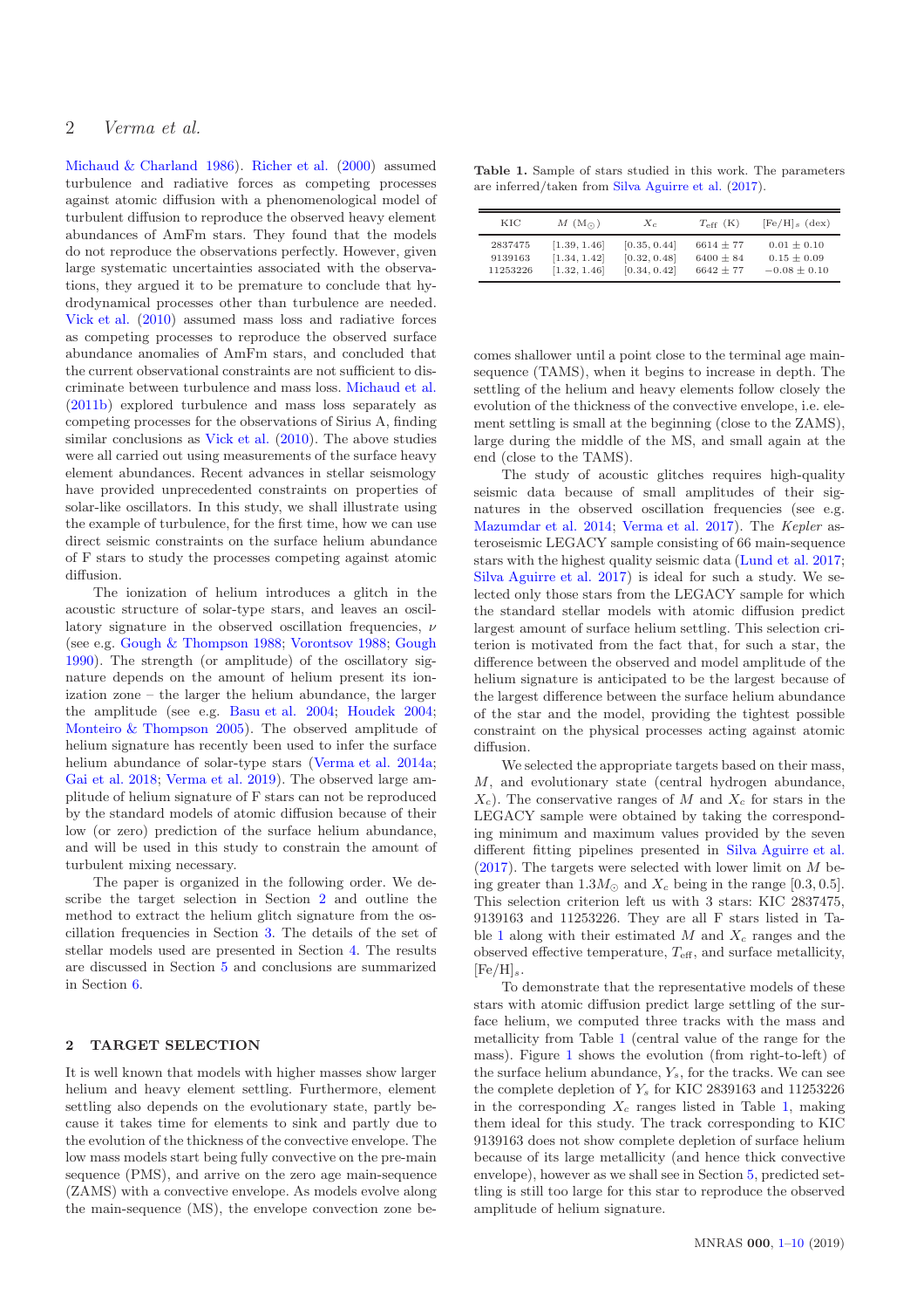Michaud & Charland 1986). Richer et al. (2000) assumed turbulence and radiative forces as competing processes against atomic diffusion with a phenomenological model of turbulent diffusion to reproduce the observed heavy element abundances of AmFm stars. They found that the models do not reproduce the observations perfectly. However, given large systematic uncertainties associated with the observations, they argued it to be premature to conclude that hydrodynamical processes other than turbulence are needed. Vick et al. (2010) assumed mass loss and radiative forces as competing processes to reproduce the observed surface abundance anomalies of AmFm stars, and concluded that the current observational constraints are not sufficient to discriminate between turbulence and mass loss. Michaud et al. (2011b) explored turbulence and mass loss separately as competing processes for the observations of Sirius A, finding similar conclusions as Vick et al. (2010). The above studies were all carried out using measurements of the surface heavy element abundances. Recent advances in stellar seismology have provided unprecedented constraints on properties of solar-like oscillators. In this study, we shall illustrate using the example of turbulence, for the first time, how we can use direct seismic constraints on the surface helium abundance of F stars to study the processes competing against atomic diffusion.

The ionization of helium introduces a glitch in the acoustic structure of solar-type stars, and leaves an oscillatory signature in the observed oscillation frequencies, $\nu$ (see e.g. Gough & Thompson 1988; Vorontsov 1988; Gough 1990). The strength (or amplitude) of the oscillatory signature depends on the amount of helium present its ionization zone – the larger the helium abundance, the larger the amplitude (see e.g. Basu et al. 2004; Houdek 2004; Monteiro & Thompson 2005). The observed amplitude of helium signature has recently been used to infer the surface helium abundance of solar-type stars (Verma et al. 2014a; Gai et al. 2018; Verma et al. 2019). The observed large amplitude of helium signature of F stars can not be reproduced by the standard models of atomic diffusion because of their low (or zero) prediction of the surface helium abundance, and will be used in this study to constrain the amount of turbulent mixing necessary.

The paper is organized in the following order. We describe the target selection in Section 2 and outline the method to extract the helium glitch signature from the oscillation frequencies in Section 3. The details of the set of stellar models used are presented in Section 4. The results are discussed in Section 5 and conclusions are summarized in Section 6.

## 2 TARGET SELECTION

It is well known that models with higher masses show larger helium and heavy element settling. Furthermore, element settling also depends on the evolutionary state, partly because it takes time for elements to sink and partly due to the evolution of the thickness of the convective envelope. The low mass models start being fully convective on the pre-main sequence (PMS), and arrive on the zero age main-sequence (ZAMS) with a convective envelope. As models evolve along the main-sequence (MS), the envelope convection zone becomes shallower until a point close to the terminal age main-sequence (TAMS), when it begins to increase in depth. The settling of the helium and heavy elements follow closely the evolution of the thickness of the convective envelope, i.e. element settling is small at the beginning (close to the ZAMS), large during the middle of the MS, and small again at the end (close to the TAMS).

**Table 1.** Sample of stars studied in this work. The parameters are inferred/taken from Silva Aguirre et al. (2017).

| KIC | $M$ ($M_\odot$) | $X_c$ | $T_{\rm eff}$ (K) | $[{\rm Fe/H}]_s$ (dex) |
|---|---|---|---|---|
| 2837475 | [1.39, 1.46] | [0.35, 0.44] | $6614 \pm 77$ | $0.01 \pm 0.10$ |
| 9139163 | [1.34, 1.42] | [0.32, 0.48] | $6400 \pm 84$ | $0.15 \pm 0.09$ |
| 11253226 | [1.32, 1.46] | [0.34, 0.42] | $6642 \pm 77$ | $-0.08 \pm 0.10$ |

The study of acoustic glitches requires high-quality seismic data because of small amplitudes of their signatures in the observed oscillation frequencies (see e.g. Mazumdar et al. 2014; Verma et al. 2017). The *Kepler* asteroseismic LEGACY sample consisting of 66 main-sequence stars with the highest quality seismic data (Lund et al. 2017; Silva Aguirre et al. 2017) is ideal for such a study. We selected only those stars from the LEGACY sample for which the standard stellar models with atomic diffusion predict largest amount of surface helium settling. This selection criterion is motivated from the fact that, for such a star, the difference between the observed and model amplitude of the helium signature is anticipated to be the largest because of the largest difference between the surface helium abundance of the star and the model, providing the tightest possible constraint on the physical processes acting against atomic diffusion.

We selected the appropriate targets based on their mass, $M$, and evolutionary state (central hydrogen abundance, $X_c$). The conservative ranges of $M$ and $X_c$ for stars in the LEGACY sample were obtained by taking the corresponding minimum and maximum values provided by the seven different fitting pipelines presented in Silva Aguirre et al. (2017). The targets were selected with lower limit on $M$ being greater than $1.3 M_\odot$ and $X_c$ being in the range $[0.3, 0.5]$. This selection criterion left us with 3 stars: KIC 2837475, 9139163 and 11253226. They are all F stars listed in Table 1 along with their estimated $M$ and $X_c$ ranges and the observed effective temperature, $T_{\rm eff}$, and surface metallicity, $[{\rm Fe/H}]_s$.

To demonstrate that the representative models of these stars with atomic diffusion predict large settling of the surface helium, we computed three tracks with the mass and metallicity from Table 1 (central value of the range for the mass). Figure 1 shows the evolution (from right-to-left) of the surface helium abundance, $Y_s$, for the tracks. We can see the complete depletion of $Y_s$ for KIC 2839163 and 11253226 in the corresponding $X_c$ ranges listed in Table 1, making them ideal for this study. The track corresponding to KIC 9139163 does not show complete depletion of surface helium because of its large metallicity (and hence thick convective envelope), however as we shall see in Section 5, predicted settling is still too large for this star to reproduce the observed amplitude of helium signature.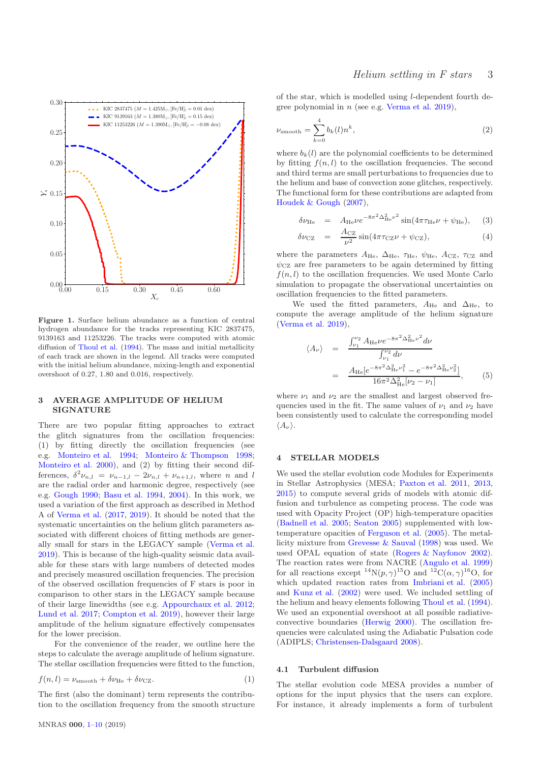Figure 1. Surface helium abundance as a function of central hydrogen abundance for the tracks representing KIC 2837475, 9139163 and 11253226. The tracks were computed with atomic diffusion of Thoul et al. (1994). The mass and initial metallicity of each track are shown in the legend. All tracks were computed with the initial helium abundance, mixing-length and exponential overshoot of 0.27, 1.80 and 0.016, respectively.

## 3 AVERAGE AMPLITUDE OF HELIUM SIGNATURE

There are two popular fitting approaches to extract the glitch signatures from the oscillation frequencies: (1) by fitting directly the oscillation frequencies (see e.g. Monteiro et al. 1994; Monteiro & Thompson 1998; Monteiro et al. 2000), and (2) by fitting their second differences, $\delta^2\nu_{n,l} = \nu_{n-1,l} - 2\nu_{n,l} + \nu_{n+1,l}$, where $n$ and $l$ are the radial order and harmonic degree, respectively (see e.g. Gough 1990; Basu et al. 1994, 2004). In this work, we used a variation of the first approach as described in Method A of Verma et al. (2017, 2019). It should be noted that the systematic uncertainties on the helium glitch parameters associated with different choices of fitting methods are generally small for stars in the LEGACY sample (Verma et al. 2019). This is because of the high-quality seismic data available for these stars with large numbers of detected modes and precisely measured oscillation frequencies. The precision of the observed oscillation frequencies of F stars is poor in comparison to other stars in the LEGACY sample because of their large linewidths (see e.g. Appourchaux et al. 2012; Lund et al. 2017; Compton et al. 2019), however their large amplitude of the helium signature effectively compensates for the lower precision.

For the convenience of the reader, we outline here the steps to calculate the average amplitude of helium signature. The stellar oscillation frequencies were fitted to the function,

$$f(n,l) = \nu_{\rm smooth} + \delta\nu_{\rm He} + \delta\nu_{\rm CZ}. \tag{1}$$

The first (also the dominant) term represents the contribution to the oscillation frequency from the smooth structure of the star, which is modelled using $l$-dependent fourth degree polynomial in $n$ (see e.g. Verma et al. 2019),

$$\nu_{\rm smooth} = \sum_{k=0}^{4} b_k(l) n^k, \tag{2}$$

where $b_k(l)$ are the polynomial coefficients to be determined by fitting $f(n,l)$ to the oscillation frequencies. The second and third terms are small perturbations to frequencies due to the helium and base of convection zone glitches, respectively. The functional form for these contributions are adapted from Houdek & Gough (2007),

$$\delta\nu_{\rm He} = A_{\rm He}\nu e^{-8\pi^2\Delta_{\rm He}^2\nu^2}\sin(4\pi\tau_{\rm He}\nu + \psi_{\rm He}), \tag{3}$$

$$\delta\nu_{\rm CZ} = \frac{A_{\rm CZ}}{\nu^2}\sin(4\pi\tau_{\rm CZ}\nu + \psi_{\rm CZ}), \tag{4}$$

where the parameters $A_{\rm He}$, $\Delta_{\rm He}$, $\tau_{\rm He}$, $\psi_{\rm He}$, $A_{\rm CZ}$, $\tau_{\rm CZ}$ and $\psi_{\rm CZ}$ are free parameters to be again determined by fitting $f(n,l)$ to the oscillation frequencies. We used Monte Carlo simulation to propagate the observational uncertainties on oscillation frequencies to the fitted parameters.

We used the fitted parameters, $A_{\rm He}$ and $\Delta_{\rm He}$, to compute the average amplitude of the helium signature (Verma et al. 2019),

$$\langle A_\nu \rangle = \frac{\int_{\nu_1}^{\nu_2} A_{\rm He}\nu e^{-8\pi^2\Delta_{\rm He}^2\nu^2} d\nu}{\int_{\nu_1}^{\nu_2} d\nu} = \frac{A_{\rm He}[e^{-8\pi^2\Delta_{\rm He}^2\nu_1^2} - e^{-8\pi^2\Delta_{\rm He}^2\nu_2^2}]}{16\pi^2\Delta_{\rm He}^2[\nu_2 - \nu_1]}, \tag{5}$$

where $\nu_1$ and $\nu_2$ are the smallest and largest observed frequencies used in the fit. The same values of $\nu_1$ and $\nu_2$ have been consistently used to calculate the corresponding model $\langle A_\nu \rangle$.

## 4 STELLAR MODELS

We used the stellar evolution code Modules for Experiments in Stellar Astrophysics (MESA; Paxton et al. 2011, 2013, 2015) to compute several grids of models with atomic diffusion and turbulence as competing process. The code was used with Opacity Project (OP) high-temperature opacities (Badnell et al. 2005; Seaton 2005) supplemented with low-temperature opacities of Ferguson et al. (2005). The metallicity mixture from Grevesse & Sauval (1998) was used. We used OPAL equation of state (Rogers & Nayfonov 2002). The reaction rates were from NACRE (Angulo et al. 1999) for all reactions except $^{14}$N$(p,\gamma)^{15}$O and $^{12}$C$(\alpha,\gamma)^{16}$O, for which updated reaction rates from Imbriani et al. (2005) and Kunz et al. (2002) were used. We included settling of the helium and heavy elements following Thoul et al. (1994). We used an exponential overshoot at all possible radiative-convective boundaries (Herwig 2000). The oscillation frequencies were calculated using the Adiabatic Pulsation code (ADIPLS; Christensen-Dalsgaard 2008).

### 4.1 Turbulent diffusion

The stellar evolution code MESA provides a number of options for the input physics that the users can explore. For instance, it already implements a form of turbulent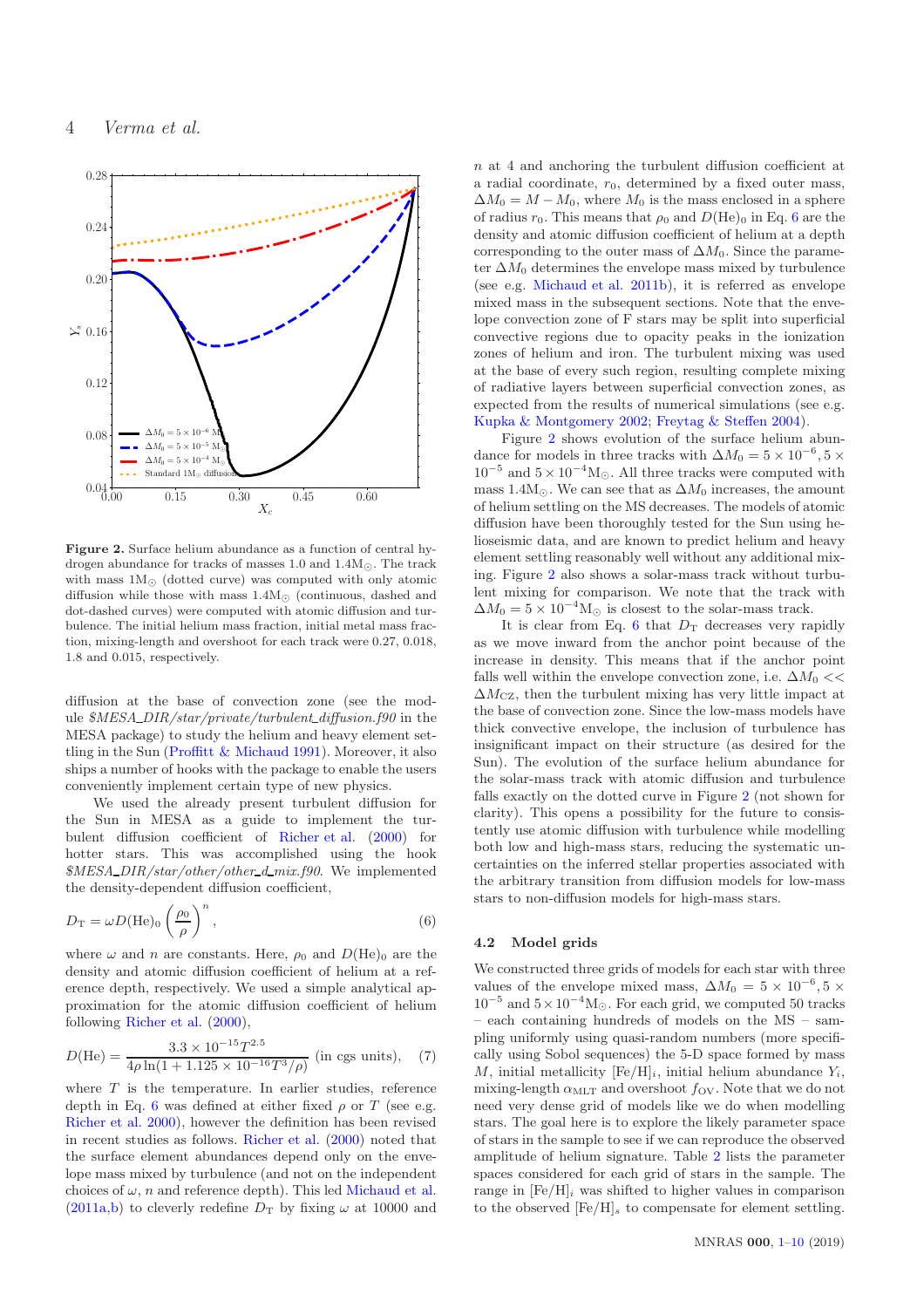**Figure 2.** Surface helium abundance as a function of central hydrogen abundance for tracks of masses 1.0 and 1.4M$_\odot$. The track with mass 1M$_\odot$ (dotted curve) was computed with only atomic diffusion while those with mass 1.4M$_\odot$ (continuous, dashed and dot-dashed curves) were computed with atomic diffusion and turbulence. The initial helium mass fraction, initial metal mass fraction, mixing-length and overshoot for each track were 0.27, 0.018, 1.8 and 0.015, respectively.

diffusion at the base of convection zone (see the module *$MESA_DIR/star/private/turbulent_diffusion.f90* in the MESA package) to study the helium and heavy element settling in the Sun (Proffitt & Michaud 1991). Moreover, it also ships a number of hooks with the package to enable the users conveniently implement certain type of new physics.

We used the already present turbulent diffusion for the Sun in MESA as a guide to implement the turbulent diffusion coefficient of Richer et al. (2000) for hotter stars. This was accomplished using the hook *$MESA_DIR/star/other/other_d_mix.f90*. We implemented the density-dependent diffusion coefficient,

$$D_{\rm T} = \omega D({\rm He})_0 \left(\frac{\rho_0}{\rho}\right)^n, \tag{6}$$

where $\omega$ and $n$ are constants. Here, $\rho_0$ and $D({\rm He})_0$ are the density and atomic diffusion coefficient of helium at a reference depth, respectively. We used a simple analytical approximation for the atomic diffusion coefficient of helium following Richer et al. (2000),

$$D({\rm He}) = \frac{3.3 \times 10^{-15} T^{2.5}}{4\rho \ln(1 + 1.125 \times 10^{-16} T^3/\rho)} \ \text{(in cgs units)}, \tag{7}$$

where $T$ is the temperature. In earlier studies, reference depth in Eq. 6 was defined at either fixed $\rho$ or $T$ (see e.g. Richer et al. 2000), however the definition has been revised in recent studies as follows. Richer et al. (2000) noted that the surface element abundances depend only on the envelope mass mixed by turbulence (and not on the independent choices of $\omega$, $n$ and reference depth). This led Michaud et al. (2011a,b) to cleverly redefine $D_{\rm T}$ by fixing $\omega$ at 10000 and $n$ at 4 and anchoring the turbulent diffusion coefficient at a radial coordinate, $r_0$, determined by a fixed outer mass, $\Delta M_0 = M - M_0$, where $M_0$ is the mass enclosed in a sphere of radius $r_0$. This means that $\rho_0$ and $D({\rm He})_0$ in Eq. 6 are the density and atomic diffusion coefficient of helium at a depth corresponding to the outer mass of $\Delta M_0$. Since the parameter $\Delta M_0$ determines the envelope mass mixed by turbulence (see e.g. Michaud et al. 2011b), it is referred as envelope mixed mass in the subsequent sections. Note that the envelope convection zone of F stars may be split into superficial convective regions due to opacity peaks in the ionization zones of helium and iron. The turbulent mixing was used at the base of every such region, resulting complete mixing of radiative layers between superficial convection zones, as expected from the results of numerical simulations (see e.g. Kupka & Montgomery 2002; Freytag & Steffen 2004).

Figure 2 shows evolution of the surface helium abundance for models in three tracks with $\Delta M_0 = 5 \times 10^{-6}, 5 \times 10^{-5}$ and $5 \times 10^{-4}$M$_\odot$. All three tracks were computed with mass 1.4M$_\odot$. We can see that as $\Delta M_0$ increases, the amount of helium settling on the MS decreases. The models of atomic diffusion have been thoroughly tested for the Sun using helioseismic data, and are known to predict helium and heavy element settling reasonably well without any additional mixing. Figure 2 also shows a solar-mass track without turbulent mixing for comparison. We note that the track with $\Delta M_0 = 5 \times 10^{-4}$M$_\odot$ is closest to the solar-mass track.

It is clear from Eq. 6 that $D_{\rm T}$ decreases very rapidly as we move inward from the anchor point because of the increase in density. This means that if the anchor point falls well within the envelope convection zone, i.e. $\Delta M_0 << \Delta M_{\rm CZ}$, then the turbulent mixing has very little impact at the base of convection zone. Since the low-mass models have thick convective envelope, the inclusion of turbulence has insignificant impact on their structure (as desired for the Sun). The evolution of the surface helium abundance for the solar-mass track with atomic diffusion and turbulence falls exactly on the dotted curve in Figure 2 (not shown for clarity). This opens a possibility for the future to consistently use atomic diffusion with turbulence while modelling both low and high-mass stars, reducing the systematic uncertainties on the inferred stellar properties associated with the arbitrary transition from diffusion models for low-mass stars to non-diffusion models for high-mass stars.

### 4.2 Model grids

We constructed three grids of models for each star with three values of the envelope mixed mass, $\Delta M_0 = 5 \times 10^{-6}, 5 \times 10^{-5}$ and $5 \times 10^{-4}$M$_\odot$. For each grid, we computed 50 tracks – each containing hundreds of models on the MS – sampling uniformly using quasi-random numbers (more specifically using Sobol sequences) the 5-D space formed by mass $M$, initial metallicity [Fe/H]$_i$, initial helium abundance $Y_i$, mixing-length $\alpha_{\rm MLT}$ and overshoot $f_{\rm OV}$. Note that we do not need very dense grid of models like we do when modelling stars. The goal here is to explore the likely parameter space of stars in the sample to see if we can reproduce the observed amplitude of helium signature. Table 2 lists the parameter spaces considered for each grid of stars in the sample. The range in [Fe/H]$_i$ was shifted to higher values in comparison to the observed [Fe/H]$_s$ to compensate for element settling.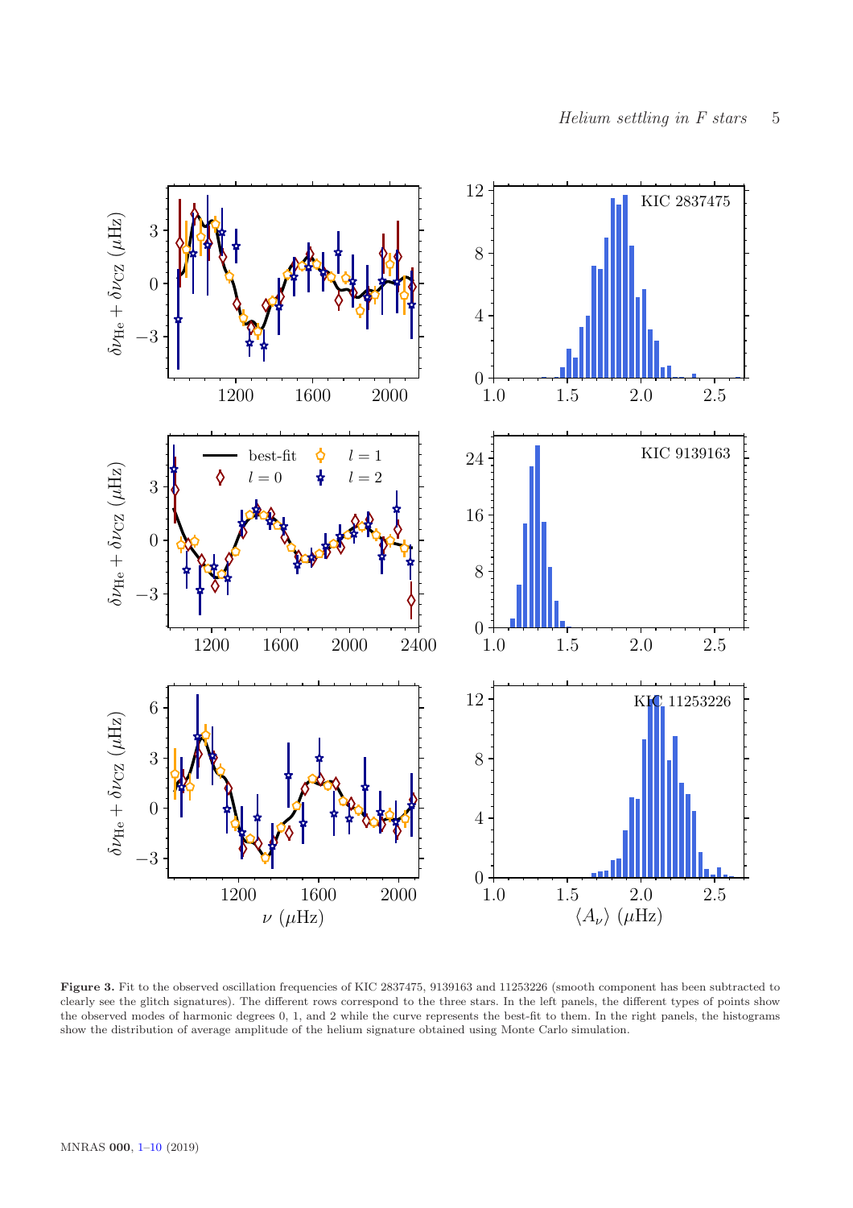**Figure 3.** Fit to the observed oscillation frequencies of KIC 2837475, 9139163 and 11253226 (smooth component has been subtracted to clearly see the glitch signatures). The different rows correspond to the three stars. In the left panels, the different types of points show the observed modes of harmonic degrees 0, 1, and 2 while the curve represents the best-fit to them. In the right panels, the histograms show the distribution of average amplitude of the helium signature obtained using Monte Carlo simulation.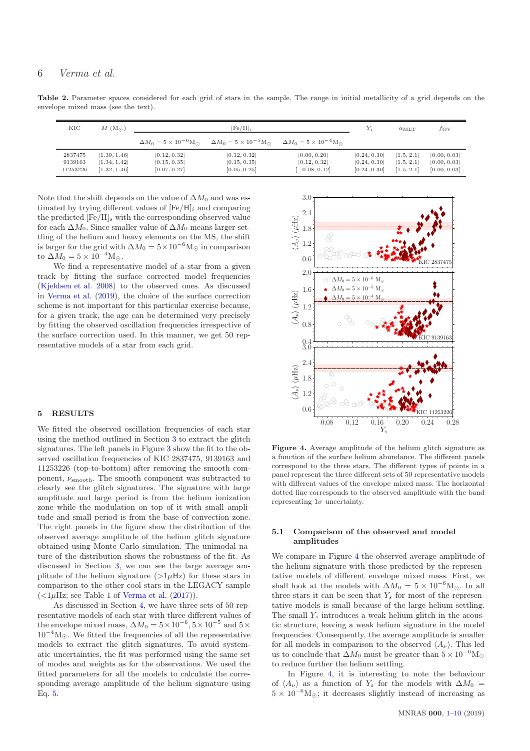**Table 2.** Parameter spaces considered for each grid of stars in the sample. The range in initial metallicity of a grid depends on the envelope mixed mass (see the text).

| KIC | $M$ ($\mathrm{M}_\odot$) | [Fe/H]$_i$ | | | $Y_i$ | $\alpha_{\mathrm{MLT}}$ | $f_{\mathrm{OV}}$ |
|---|---|---|---|---|---|---|---|
| | | $\Delta M_0 = 5\times10^{-6}\mathrm{M}_\odot$ | $\Delta M_0 = 5\times10^{-5}\mathrm{M}_\odot$ | $\Delta M_0 = 5\times10^{-4}\mathrm{M}_\odot$ | | | |
| 2837475 | [1.39, 1.46] | [0.12, 0.32] | [0.12, 0.32] | [0.00, 0.20] | [0.24, 0.30] | [1.5, 2.1] | [0.00, 0.03] |
| 9139163 | [1.34, 1.42] | [0.15, 0.35] | [0.15, 0.35] | [0.12, 0.32] | [0.24, 0.30] | [1.5, 2.1] | [0.00, 0.03] |
| 11253226 | [1.32, 1.46] | [0.07, 0.27] | [0.05, 0.25] | [−0.08, 0.12] | [0.24, 0.30] | [1.5, 2.1] | [0.00, 0.03] |

Note that the shift depends on the value of $\Delta M_0$ and was estimated by trying different values of [Fe/H]$_i$ and comparing the predicted [Fe/H]$_s$ with the corresponding observed value for each $\Delta M_0$. Since smaller value of $\Delta M_0$ means larger settling of the helium and heavy elements on the MS, the shift is larger for the grid with $\Delta M_0 = 5\times10^{-6}\mathrm{M}_\odot$ in comparison to $\Delta M_0 = 5\times10^{-4}\mathrm{M}_\odot$.

We find a representative model of a star from a given track by fitting the surface corrected model frequencies (Kjeldsen et al. 2008) to the observed ones. As discussed in Verma et al. (2019), the choice of the surface correction scheme is not important for this particular exercise because, for a given track, the age can be determined very precisely by fitting the observed oscillation frequencies irrespective of the surface correction used. In this manner, we get 50 representative models of a star from each grid.

## 5 RESULTS

We fitted the observed oscillation frequencies of each star using the method outlined in Section 3 to extract the glitch signatures. The left panels in Figure 3 show the fit to the observed oscillation frequencies of KIC 2837475, 9139163 and 11253226 (top-to-bottom) after removing the smooth component, $\nu_{\mathrm{smooth}}$. The smooth component was subtracted to clearly see the glitch signatures. The signature with large amplitude and large period is from the helium ionization zone while the modulation on top of it with small amplitude and small period is from the base of convection zone. The right panels in the figure show the distribution of the observed average amplitude of the helium glitch signature obtained using Monte Carlo simulation. The unimodal nature of the distribution shows the robustness of the fit. As discussed in Section 3, we can see the large average amplitude of the helium signature ($>1\mu$Hz) for these stars in comparison to the other cool stars in the LEGACY sample ($<1\mu$Hz; see Table 1 of Verma et al. (2017)).

As discussed in Section 4, we have three sets of 50 representative models of each star with three different values of the envelope mixed mass, $\Delta M_0 = 5\times10^{-6}, 5\times10^{-5}$ and $5\times10^{-4}\mathrm{M}_\odot$. We fitted the frequencies of all the representative models to extract the glitch signatures. To avoid systematic uncertainties, the fit was performed using the same set of modes and weights as for the observations. We used the fitted parameters for all the models to calculate the corresponding average amplitude of the helium signature using Eq. 5.

**Figure 4.** Average amplitude of the helium glitch signature as a function of the surface helium abundance. The different panels correspond to the three stars. The different types of points in a panel represent the three different sets of 50 representative models with different values of the envelope mixed mass. The horizontal dotted line corresponds to the observed amplitude with the band representing $1\sigma$ uncertainty.

### 5.1 Comparison of the observed and model amplitudes

We compare in Figure 4 the observed average amplitude of the helium signature with those predicted by the representative models of different envelope mixed mass. First, we shall look at the models with $\Delta M_0 = 5\times10^{-6}\mathrm{M}_\odot$. In all three stars it can be seen that $Y_s$ for most of the representative models is small because of the large helium settling. The small $Y_s$ introduces a weak helium glitch in the acoustic structure, leaving a weak helium signature in the model frequencies. Consequently, the average amplitude is smaller for all models in comparison to the observed $\langle A_\nu \rangle$. This led us to conclude that $\Delta M_0$ must be greater than $5\times10^{-6}\mathrm{M}_\odot$ to reduce further the helium settling.

In Figure 4, it is interesting to note the behaviour of $\langle A_\nu \rangle$ as a function of $Y_s$ for the models with $\Delta M_0 = 5\times10^{-6}\mathrm{M}_\odot$; it decreases slightly instead of increasing as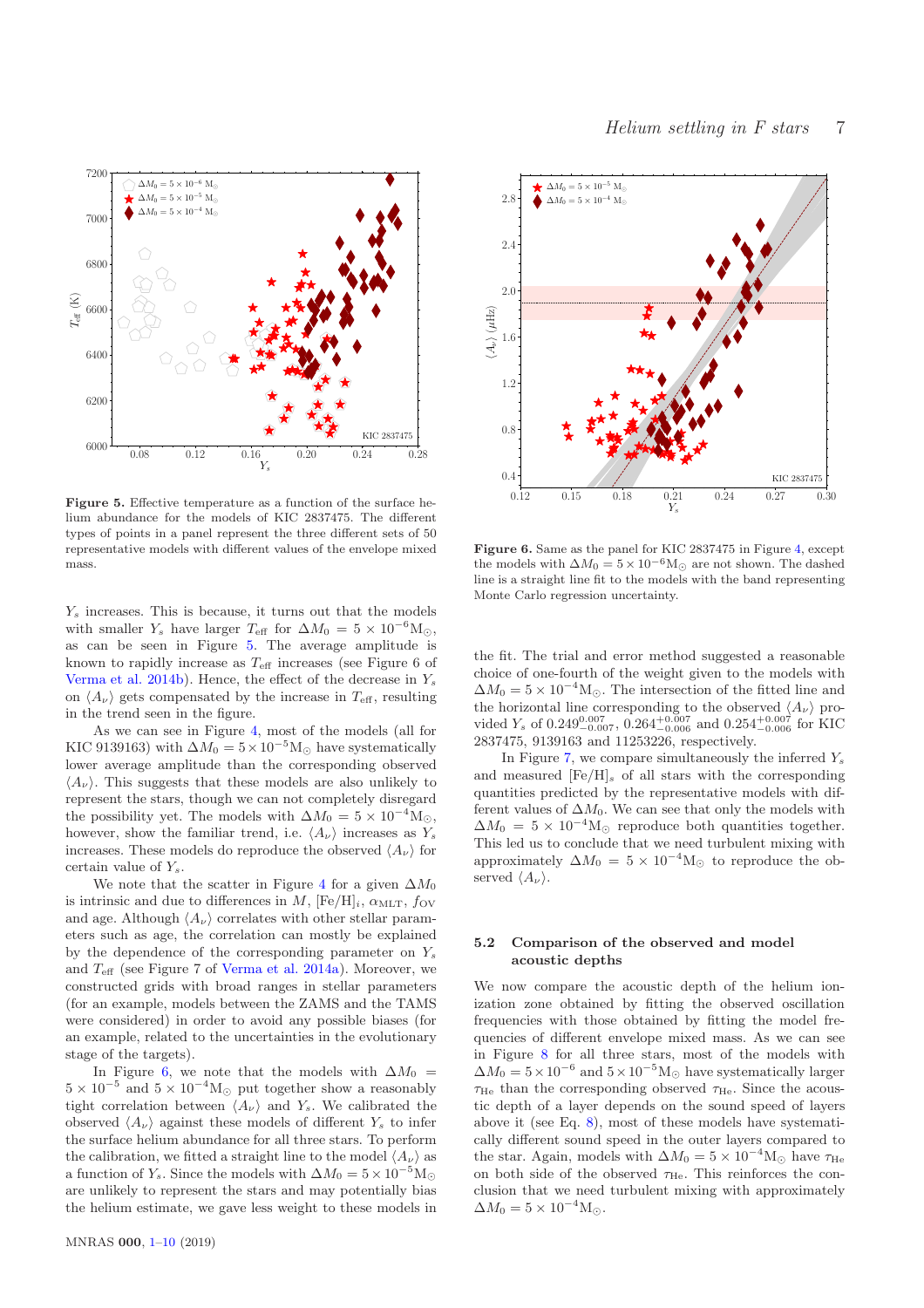Figure 5. Effective temperature as a function of the surface helium abundance for the models of KIC 2837475. The different types of points in a panel represent the three different sets of 50 representative models with different values of the envelope mixed mass.

Figure 6. Same as the panel for KIC 2837475 in Figure 4, except the models with $\Delta M_0 = 5 \times 10^{-6}\mathrm{M}_\odot$ are not shown. The dashed line is a straight line fit to the models with the band representing Monte Carlo regression uncertainty.

$Y_s$ increases. This is because, it turns out that the models with smaller $Y_s$ have larger $T_{\rm eff}$ for $\Delta M_0 = 5 \times 10^{-6}\mathrm{M}_\odot$, as can be seen in Figure 5. The average amplitude is known to rapidly increase as $T_{\rm eff}$ increases (see Figure 6 of Verma et al. 2014b). Hence, the effect of the decrease in $Y_s$ on $\langle A_\nu \rangle$ gets compensated by the increase in $T_{\rm eff}$, resulting in the trend seen in the figure.

As we can see in Figure 4, most of the models (all for KIC 9139163) with $\Delta M_0 = 5 \times 10^{-5}\mathrm{M}_\odot$ have systematically lower average amplitude than the corresponding observed $\langle A_\nu \rangle$. This suggests that these models are also unlikely to represent the stars, though we can not completely disregard the possibility yet. The models with $\Delta M_0 = 5 \times 10^{-4}\mathrm{M}_\odot$, however, show the familiar trend, i.e. $\langle A_\nu \rangle$ increases as $Y_s$ increases. These models do reproduce the observed $\langle A_\nu \rangle$ for certain value of $Y_s$.

We note that the scatter in Figure 4 for a given $\Delta M_0$ is intrinsic and due to differences in $M$, $[\mathrm{Fe/H}]_i$, $\alpha_{\rm MLT}$, $f_{\rm OV}$ and age. Although $\langle A_\nu \rangle$ correlates with other stellar parameters such as age, the correlation can mostly be explained by the dependence of the corresponding parameter on $Y_s$ and $T_{\rm eff}$ (see Figure 7 of Verma et al. 2014a). Moreover, we constructed grids with broad ranges in stellar parameters (for an example, models between the ZAMS and the TAMS were considered) in order to avoid any possible biases (for an example, related to the uncertainties in the evolutionary stage of the targets).

In Figure 6, we note that the models with $\Delta M_0 = 5 \times 10^{-5}$ and $5 \times 10^{-4}\mathrm{M}_\odot$ put together show a reasonably tight correlation between $\langle A_\nu \rangle$ and $Y_s$. We calibrated the observed $\langle A_\nu \rangle$ against these models of different $Y_s$ to infer the surface helium abundance for all three stars. To perform the calibration, we fitted a straight line to the model $\langle A_\nu \rangle$ as a function of $Y_s$. Since the models with $\Delta M_0 = 5 \times 10^{-5}\mathrm{M}_\odot$ are unlikely to represent the stars and may potentially bias the helium estimate, we gave less weight to these models in the fit. The trial and error method suggested a reasonable choice of one-fourth of the weight given to the models with $\Delta M_0 = 5 \times 10^{-4}\mathrm{M}_\odot$. The intersection of the fitted line and the horizontal line corresponding to the observed $\langle A_\nu \rangle$ provided $Y_s$ of $0.249^{0.007}_{-0.007}$, $0.264^{+0.007}_{-0.006}$ and $0.254^{+0.007}_{-0.006}$ for KIC 2837475, 9139163 and 11253226, respectively.

In Figure 7, we compare simultaneously the inferred $Y_s$ and measured $[\mathrm{Fe/H}]_s$ of all stars with the corresponding quantities predicted by the representative models with different values of $\Delta M_0$. We can see that only the models with $\Delta M_0 = 5 \times 10^{-4}\mathrm{M}_\odot$ reproduce both quantities together. This led us to conclude that we need turbulent mixing with approximately $\Delta M_0 = 5 \times 10^{-4}\mathrm{M}_\odot$ to reproduce the observed $\langle A_\nu \rangle$.

### 5.2 Comparison of the observed and model acoustic depths

We now compare the acoustic depth of the helium ionization zone obtained by fitting the observed oscillation frequencies with those obtained by fitting the model frequencies of different envelope mixed mass. As we can see in Figure 8 for all three stars, most of the models with $\Delta M_0 = 5 \times 10^{-6}$ and $5 \times 10^{-5}\mathrm{M}_\odot$ have systematically larger $\tau_{\rm He}$ than the corresponding observed $\tau_{\rm He}$. Since the acoustic depth of a layer depends on the sound speed of layers above it (see Eq. 8), most of these models have systematically different sound speed in the outer layers compared to the star. Again, models with $\Delta M_0 = 5 \times 10^{-4}\mathrm{M}_\odot$ have $\tau_{\rm He}$ on both side of the observed $\tau_{\rm He}$. This reinforces the conclusion that we need turbulent mixing with approximately $\Delta M_0 = 5 \times 10^{-4}\mathrm{M}_\odot$.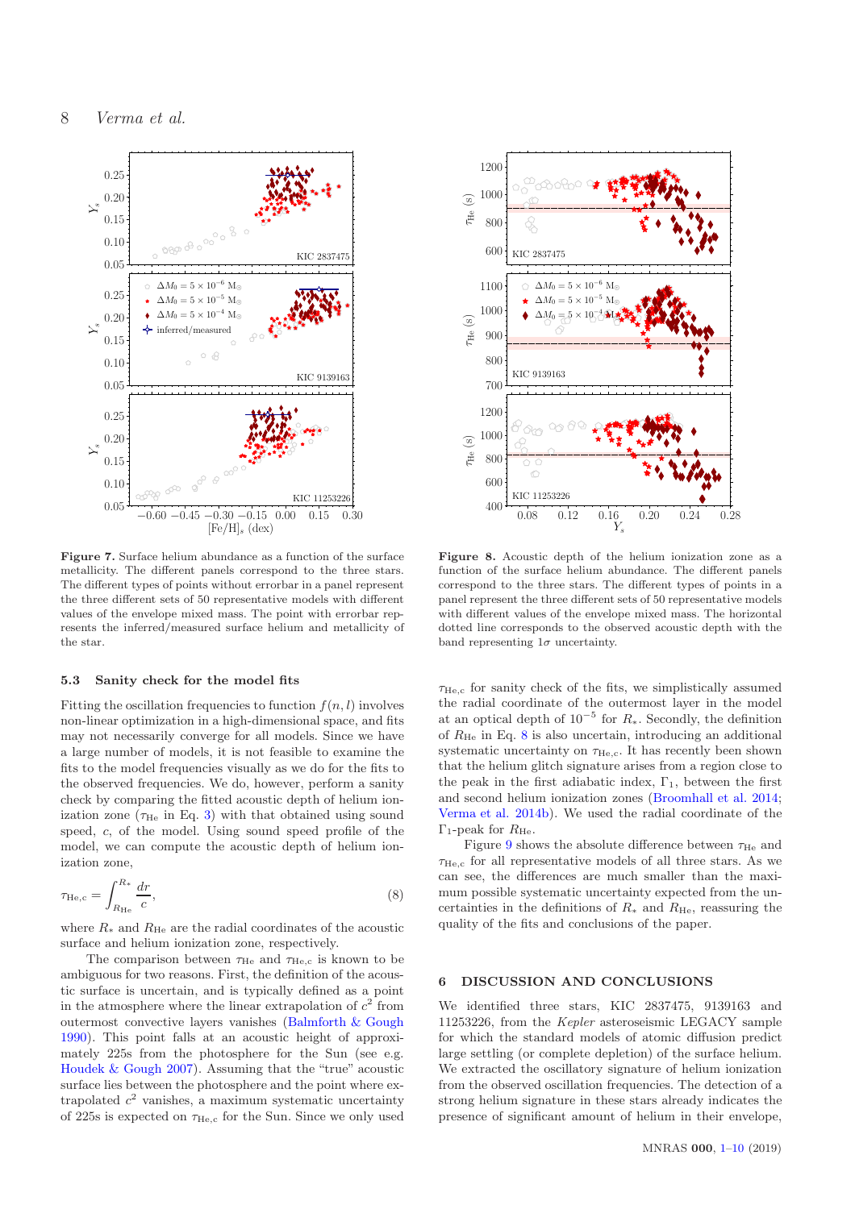**Figure 7.** Surface helium abundance as a function of the surface metallicity. The different panels correspond to the three stars. The different types of points without errorbar in a panel represent the three different sets of 50 representative models with different values of the envelope mixed mass. The point with errorbar represents the inferred/measured surface helium and metallicity of the star.

**Figure 8.** Acoustic depth of the helium ionization zone as a function of the surface helium abundance. The different panels correspond to the three stars. The different types of points in a panel represent the three different sets of 50 representative models with different values of the envelope mixed mass. The horizontal dotted line corresponds to the observed acoustic depth with the band representing $1\sigma$ uncertainty.

### 5.3 Sanity check for the model fits

Fitting the oscillation frequencies to function $f(n, l)$ involves non-linear optimization in a high-dimensional space, and fits may not necessarily converge for all models. Since we have a large number of models, it is not feasible to examine the fits to the model frequencies visually as we do for the fits to the observed frequencies. We do, however, perform a sanity check by comparing the fitted acoustic depth of helium ionization zone ($\tau_{\rm He}$ in Eq. 3) with that obtained using sound speed, $c$, of the model. Using sound speed profile of the model, we can compute the acoustic depth of helium ionization zone,

$$\tau_{\rm He,c} = \int_{R_{\rm He}}^{R_*} \frac{dr}{c}, \tag{8}$$

where $R_*$ and $R_{\rm He}$ are the radial coordinates of the acoustic surface and helium ionization zone, respectively.

The comparison between $\tau_{\rm He}$ and $\tau_{\rm He,c}$ is known to be ambiguous for two reasons. First, the definition of the acoustic surface is uncertain, and is typically defined as a point in the atmosphere where the linear extrapolation of $c^2$ from outermost convective layers vanishes (Balmforth & Gough 1990). This point falls at an acoustic height of approximately 225s from the photosphere for the Sun (see e.g. Houdek & Gough 2007). Assuming that the "true" acoustic surface lies between the photosphere and the point where extrapolated $c^2$ vanishes, a maximum systematic uncertainty of 225s is expected on $\tau_{\rm He,c}$ for the Sun. Since we only used $\tau_{\rm He,c}$ for sanity check of the fits, we simplistically assumed the radial coordinate of the outermost layer in the model at an optical depth of $10^{-5}$ for $R_*$. Secondly, the definition of $R_{\rm He}$ in Eq. 8 is also uncertain, introducing an additional systematic uncertainty on $\tau_{\rm He,c}$. It has recently been shown that the helium glitch signature arises from a region close to the peak in the first adiabatic index, $\Gamma_1$, between the first and second helium ionization zones (Broomhall et al. 2014; Verma et al. 2014b). We used the radial coordinate of the $\Gamma_1$-peak for $R_{\rm He}$.

Figure 9 shows the absolute difference between $\tau_{\rm He}$ and $\tau_{\rm He,c}$ for all representative models of all three stars. As we can see, the differences are much smaller than the maximum possible systematic uncertainty expected from the uncertainties in the definitions of $R_*$ and $R_{\rm He}$, reassuring the quality of the fits and conclusions of the paper.

## 6 DISCUSSION AND CONCLUSIONS

We identified three stars, KIC 2837475, 9139163 and 11253226, from the *Kepler* asteroseismic LEGACY sample for which the standard models of atomic diffusion predict large settling (or complete depletion) of the surface helium. We extracted the oscillatory signature of helium ionization from the observed oscillation frequencies. The detection of a strong helium signature in these stars already indicates the presence of significant amount of helium in their envelope,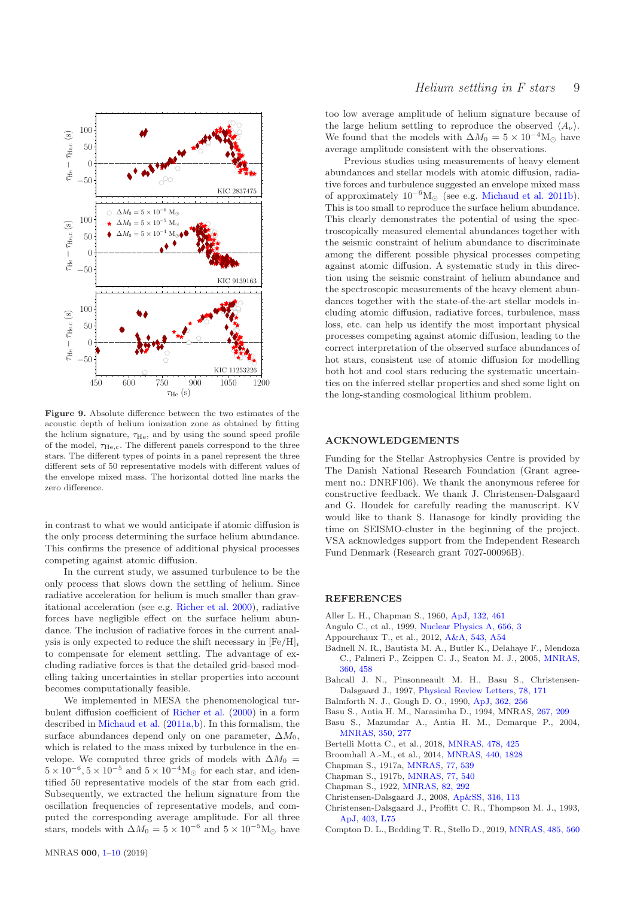**Figure 9.** Absolute difference between the two estimates of the acoustic depth of helium ionization zone as obtained by fitting the helium signature, $\tau_{\rm He}$, and by using the sound speed profile of the model, $\tau_{\rm He,c}$. The different panels correspond to the three stars. The different types of points in a panel represent the three different sets of 50 representative models with different values of the envelope mixed mass. The horizontal dotted line marks the zero difference.

in contrast to what we would anticipate if atomic diffusion is the only process determining the surface helium abundance. This confirms the presence of additional physical processes competing against atomic diffusion.

In the current study, we assumed turbulence to be the only process that slows down the settling of helium. Since radiative acceleration for helium is much smaller than gravitational acceleration (see e.g. Richer et al. 2000), radiative forces have negligible effect on the surface helium abundance. The inclusion of radiative forces in the current analysis is only expected to reduce the shift necessary in $[\rm Fe/H]_i$ to compensate for element settling. The advantage of excluding radiative forces is that the detailed grid-based modelling taking uncertainties in stellar properties into account becomes computationally feasible.

We implemented in MESA the phenomenological turbulent diffusion coefficient of Richer et al. (2000) in a form described in Michaud et al. (2011a,b). In this formalism, the surface abundances depend only on one parameter, $\Delta M_0$, which is related to the mass mixed by turbulence in the envelope. We computed three grids of models with $\Delta M_0 = 5\times10^{-6}, 5\times10^{-5}$ and $5\times10^{-4}\rm M_\odot$ for each star, and identified 50 representative models of the star from each grid. Subsequently, we extracted the helium signature from the oscillation frequencies of representative models, and computed the corresponding average amplitude. For all three stars, models with $\Delta M_0 = 5\times10^{-6}$ and $5\times10^{-5}\rm M_\odot$ have too low average amplitude of helium signature because of the large helium settling to reproduce the observed $\langle A_\nu \rangle$. We found that the models with $\Delta M_0 = 5\times10^{-4}\rm M_\odot$ have average amplitude consistent with the observations.

Previous studies using measurements of heavy element abundances and stellar models with atomic diffusion, radiative forces and turbulence suggested an envelope mixed mass of approximately $10^{-6}\rm M_\odot$ (see e.g. Michaud et al. 2011b). This is too small to reproduce the surface helium abundance. This clearly demonstrates the potential of using the spectroscopically measured elemental abundances together with the seismic constraint of helium abundance to discriminate among the different possible physical processes competing against atomic diffusion. A systematic study in this direction using the seismic constraint of helium abundance and the spectroscopic measurements of the heavy element abundances together with the state-of-the-art stellar models including atomic diffusion, radiative forces, turbulence, mass loss, etc. can help us identify the most important physical processes competing against atomic diffusion, leading to the correct interpretation of the observed surface abundances of hot stars, consistent use of atomic diffusion for modelling both hot and cool stars reducing the systematic uncertainties on the inferred stellar properties and shed some light on the long-standing cosmological lithium problem.

## ACKNOWLEDGEMENTS

Funding for the Stellar Astrophysics Centre is provided by The Danish National Research Foundation (Grant agreement no.: DNRF106). We thank the anonymous referee for constructive feedback. We thank J. Christensen-Dalsgaard and G. Houdek for carefully reading the manuscript. KV would like to thank S. Hanasoge for kindly providing the time on SEISMO-cluster in the beginning of the project. VSA acknowledges support from the Independent Research Fund Denmark (Research grant 7027-00096B).

## REFERENCES

Aller L. H., Chapman S., 1960, ApJ, 132, 461
Angulo C., et al., 1999, Nuclear Physics A, 656, 3
Appourchaux T., et al., 2012, A&A, 543, A54
Badnell N. R., Bautista M. A., Butler K., Delahaye F., Mendoza C., Palmeri P., Zeippen C. J., Seaton M. J., 2005, MNRAS, 360, 458
Bahcall J. N., Pinsonneault M. H., Basu S., Christensen-Dalsgaard J., 1997, Physical Review Letters, 78, 171
Balmforth N. J., Gough D. O., 1990, ApJ, 362, 256
Basu S., Antia H. M., Narasimha D., 1994, MNRAS, 267, 209
Basu S., Mazumdar A., Antia H. M., Demarque P., 2004, MNRAS, 350, 277
Bertelli Motta C., et al., 2018, MNRAS, 478, 425
Broomhall A.-M., et al., 2014, MNRAS, 440, 1828
Chapman S., 1917a, MNRAS, 77, 539
Chapman S., 1917b, MNRAS, 77, 540
Chapman S., 1922, MNRAS, 82, 292
Christensen-Dalsgaard J., 2008, Ap&SS, 316, 113
Christensen-Dalsgaard J., Proffitt C. R., Thompson M. J., 1993, ApJ, 403, L75
Compton D. L., Bedding T. R., Stello D., 2019, MNRAS, 485, 560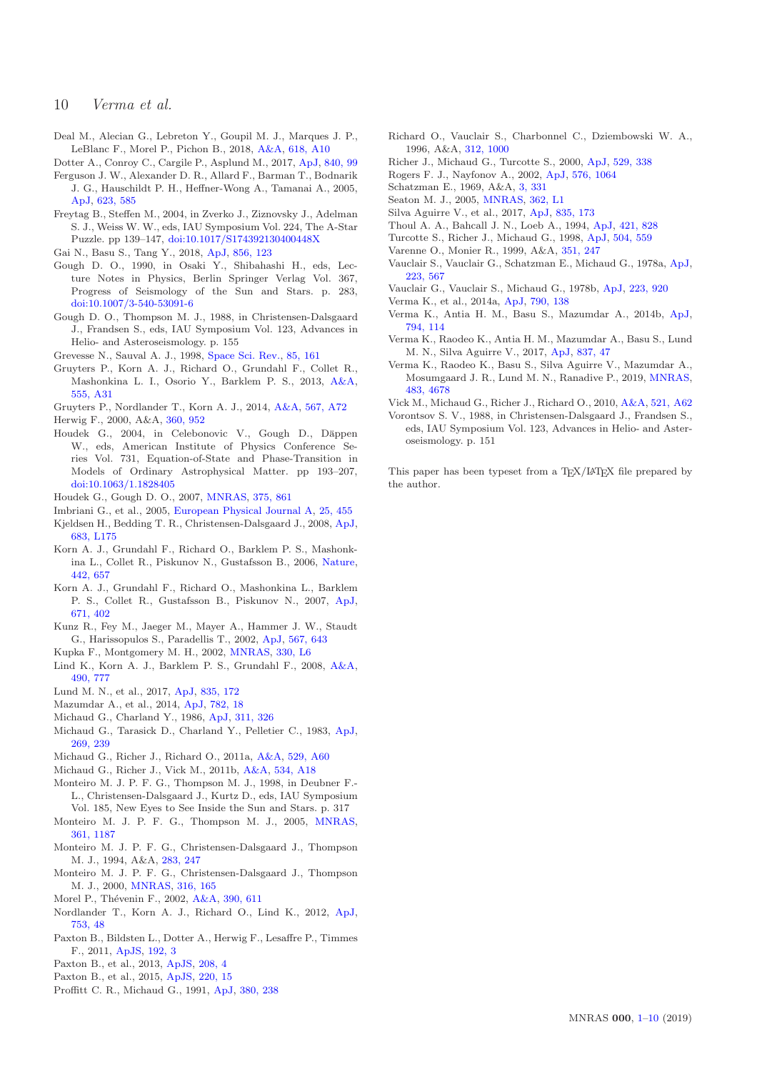Deal M., Alecian G., Lebreton Y., Goupil M. J., Marques J. P., LeBlanc F., Morel P., Pichon B., 2018, A&A, 618, A10

Dotter A., Conroy C., Cargile P., Asplund M., 2017, ApJ, 840, 99

Ferguson J. W., Alexander D. R., Allard F., Barman T., Bodnarik J. G., Hauschildt P. H., Heffner-Wong A., Tamanai A., 2005, ApJ, 623, 585

Freytag B., Steffen M., 2004, in Zverko J., Ziznovsky J., Adelman S. J., Weiss W. W., eds, IAU Symposium Vol. 224, The A-Star Puzzle. pp 139–147, doi:10.1017/S174392130400448X

Gai N., Basu S., Tang Y., 2018, ApJ, 856, 123

Gough D. O., 1990, in Osaki Y., Shibahashi H., eds, Lecture Notes in Physics, Berlin Springer Verlag Vol. 367, Progress of Seismology of the Sun and Stars. p. 283, doi:10.1007/3-540-53091-6

Gough D. O., Thompson M. J., 1988, in Christensen-Dalsgaard J., Frandsen S., eds, IAU Symposium Vol. 123, Advances in Helio- and Asteroseismology. p. 155

Grevesse N., Sauval A. J., 1998, Space Sci. Rev., 85, 161

Gruyters P., Korn A. J., Richard O., Grundahl F., Collet R., Mashonkina L. I., Osorio Y., Barklem P. S., 2013, A&A, 555, A31

Gruyters P., Nordlander T., Korn A. J., 2014, A&A, 567, A72

Herwig F., 2000, A&A, 360, 952

Houdek G., 2004, in Celebonovic V., Gough D., Däppen W., eds, American Institute of Physics Conference Series Vol. 731, Equation-of-State and Phase-Transition in Models of Ordinary Astrophysical Matter. pp 193–207, doi:10.1063/1.1828405

Houdek G., Gough D. O., 2007, MNRAS, 375, 861

Imbriani G., et al., 2005, European Physical Journal A, 25, 455

Kjeldsen H., Bedding T. R., Christensen-Dalsgaard J., 2008, ApJ, 683, L175

Korn A. J., Grundahl F., Richard O., Barklem P. S., Mashonkina L., Collet R., Piskunov N., Gustafsson B., 2006, Nature, 442, 657

Korn A. J., Grundahl F., Richard O., Mashonkina L., Barklem P. S., Collet R., Gustafsson B., Piskunov N., 2007, ApJ, 671, 402

Kunz R., Fey M., Jaeger M., Mayer A., Hammer J. W., Staudt G., Harissopulos S., Paradellis T., 2002, ApJ, 567, 643

Kupka F., Montgomery M. H., 2002, MNRAS, 330, L6

Lind K., Korn A. J., Barklem P. S., Grundahl F., 2008, A&A, 490, 777

Lund M. N., et al., 2017, ApJ, 835, 172

Mazumdar A., et al., 2014, ApJ, 782, 18

Michaud G., Charland Y., 1986, ApJ, 311, 326

Michaud G., Tarasick D., Charland Y., Pelletier C., 1983, ApJ, 269, 239

Michaud G., Richer J., Richard O., 2011a, A&A, 529, A60

Michaud G., Richer J., Vick M., 2011b, A&A, 534, A18

Monteiro M. J. P. F. G., Thompson M. J., 1998, in Deubner F.-L., Christensen-Dalsgaard J., Kurtz D., eds, IAU Symposium Vol. 185, New Eyes to See Inside the Sun and Stars. p. 317

Monteiro M. J. P. F. G., Thompson M. J., 2005, MNRAS, 361, 1187

Monteiro M. J. P. F. G., Christensen-Dalsgaard J., Thompson M. J., 1994, A&A, 283, 247

Monteiro M. J. P. F. G., Christensen-Dalsgaard J., Thompson M. J., 2000, MNRAS, 316, 165

Morel P., Thévenin F., 2002, A&A, 390, 611

Nordlander T., Korn A. J., Richard O., Lind K., 2012, ApJ, 753, 48

Paxton B., Bildsten L., Dotter A., Herwig F., Lesaffre P., Timmes F., 2011, ApJS, 192, 3

Paxton B., et al., 2013, ApJS, 208, 4

Paxton B., et al., 2015, ApJS, 220, 15

Proffitt C. R., Michaud G., 1991, ApJ, 380, 238

Richard O., Vauclair S., Charbonnel C., Dziembowski W. A., 1996, A&A, 312, 1000

Richer J., Michaud G., Turcotte S., 2000, ApJ, 529, 338

Rogers F. J., Nayfonov A., 2002, ApJ, 576, 1064

Schatzman E., 1969, A&A, 3, 331

Seaton M. J., 2005, MNRAS, 362, L1

Silva Aguirre V., et al., 2017, ApJ, 835, 173

Thoul A. A., Bahcall J. N., Loeb A., 1994, ApJ, 421, 828

Turcotte S., Richer J., Michaud G., 1998, ApJ, 504, 559

Varenne O., Monier R., 1999, A&A, 351, 247

Vauclair S., Vauclair G., Schatzman E., Michaud G., 1978a, ApJ, 223, 567

Vauclair G., Vauclair S., Michaud G., 1978b, ApJ, 223, 920

Verma K., et al., 2014a, ApJ, 790, 138

Verma K., Antia H. M., Basu S., Mazumdar A., 2014b, ApJ, 794, 114

Verma K., Raodeo K., Antia H. M., Mazumdar A., Basu S., Lund M. N., Silva Aguirre V., 2017, ApJ, 837, 47

Verma K., Raodeo K., Basu S., Silva Aguirre V., Mazumdar A., Mosumgaard J. R., Lund M. N., Ranadive P., 2019, MNRAS, 483, 4678

Vick M., Michaud G., Richer J., Richard O., 2010, A&A, 521, A62

Vorontsov S. V., 1988, in Christensen-Dalsgaard J., Frandsen S., eds, IAU Symposium Vol. 123, Advances in Helio- and Asteroseismology. p. 151

This paper has been typeset from a TEX/LATEX file prepared by the author.